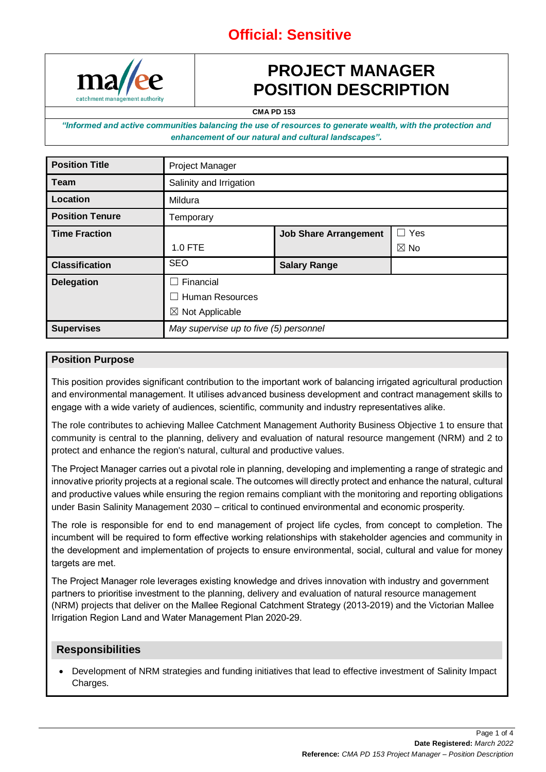**Official: Sensitive**

# PROJECT MANAGER POSITION DESCRIPTION

**CMA PD 153**

***"Informed and active communities balancing the use of resources to generate wealth, with the protection and enhancement of our natural and cultural landscapes".***

| **Position Title** | Project Manager | | |
|---|---|---|---|
| **Team** | Salinity and Irrigation | | |
| **Location** | Mildura | | |
| **Position Tenure** | Temporary | | |
| **Time Fraction** | 1.0 FTE | **Job Share Arrangement** | ☐ Yes ☒ No |
| **Classification** | SEO | **Salary Range** | |
| **Delegation** | ☐ Financial ☐ Human Resources ☒ Not Applicable | | |
| **Supervises** | *May supervise up to five (5) personnel* | | |

## Position Purpose

This position provides significant contribution to the important work of balancing irrigated agricultural production and environmental management. It utilises advanced business development and contract management skills to engage with a wide variety of audiences, scientific, community and industry representatives alike.

The role contributes to achieving Mallee Catchment Management Authority Business Objective 1 to ensure that community is central to the planning, delivery and evaluation of natural resource mangement (NRM) and 2 to protect and enhance the region's natural, cultural and productive values.

The Project Manager carries out a pivotal role in planning, developing and implementing a range of strategic and innovative priority projects at a regional scale. The outcomes will directly protect and enhance the natural, cultural and productive values while ensuring the region remains compliant with the monitoring and reporting obligations under Basin Salinity Management 2030 – critical to continued environmental and economic prosperity.

The role is responsible for end to end management of project life cycles, from concept to completion. The incumbent will be required to form effective working relationships with stakeholder agencies and community in the development and implementation of projects to ensure environmental, social, cultural and value for money targets are met.

The Project Manager role leverages existing knowledge and drives innovation with industry and government partners to prioritise investment to the planning, delivery and evaluation of natural resource management (NRM) projects that deliver on the Mallee Regional Catchment Strategy (2013-2019) and the Victorian Mallee Irrigation Region Land and Water Management Plan 2020-29.

## Responsibilities

- Development of NRM strategies and funding initiatives that lead to effective investment of Salinity Impact Charges.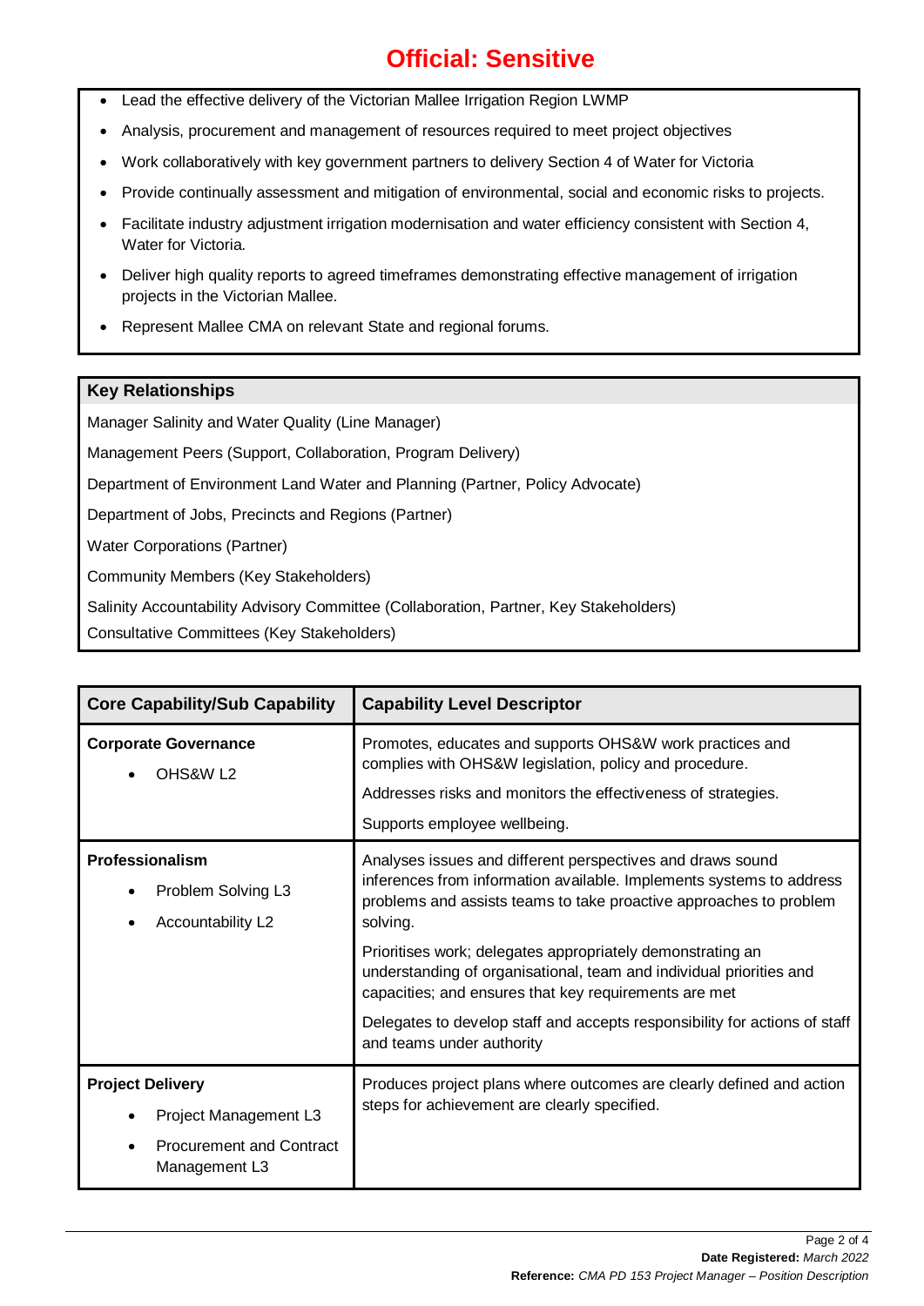**Official: Sensitive**

- Lead the effective delivery of the Victorian Mallee Irrigation Region LWMP
- Analysis, procurement and management of resources required to meet project objectives
- Work collaboratively with key government partners to delivery Section 4 of Water for Victoria
- Provide continually assessment and mitigation of environmental, social and economic risks to projects.
- Facilitate industry adjustment irrigation modernisation and water efficiency consistent with Section 4, Water for Victoria.
- Deliver high quality reports to agreed timeframes demonstrating effective management of irrigation projects in the Victorian Mallee.
- Represent Mallee CMA on relevant State and regional forums.

**Key Relationships**

Manager Salinity and Water Quality (Line Manager)

Management Peers (Support, Collaboration, Program Delivery)

Department of Environment Land Water and Planning (Partner, Policy Advocate)

Department of Jobs, Precincts and Regions (Partner)

Water Corporations (Partner)

Community Members (Key Stakeholders)

Salinity Accountability Advisory Committee (Collaboration, Partner, Key Stakeholders)

Consultative Committees (Key Stakeholders)

| Core Capability/Sub Capability | Capability Level Descriptor |
|---|---|
| **Corporate Governance**<br>• OHS&W L2 | Promotes, educates and supports OHS&W work practices and complies with OHS&W legislation, policy and procedure.<br>Addresses risks and monitors the effectiveness of strategies.<br>Supports employee wellbeing. |
| **Professionalism**<br>• Problem Solving L3<br>• Accountability L2 | Analyses issues and different perspectives and draws sound inferences from information available. Implements systems to address problems and assists teams to take proactive approaches to problem solving.<br>Prioritises work; delegates appropriately demonstrating an understanding of organisational, team and individual priorities and capacities; and ensures that key requirements are met<br>Delegates to develop staff and accepts responsibility for actions of staff and teams under authority |
| **Project Delivery**<br>• Project Management L3<br>• Procurement and Contract Management L3 | Produces project plans where outcomes are clearly defined and action steps for achievement are clearly specified. |

**Date Registered:** *March 2022*
**Reference:** *CMA PD 153 Project Manager – Position Description*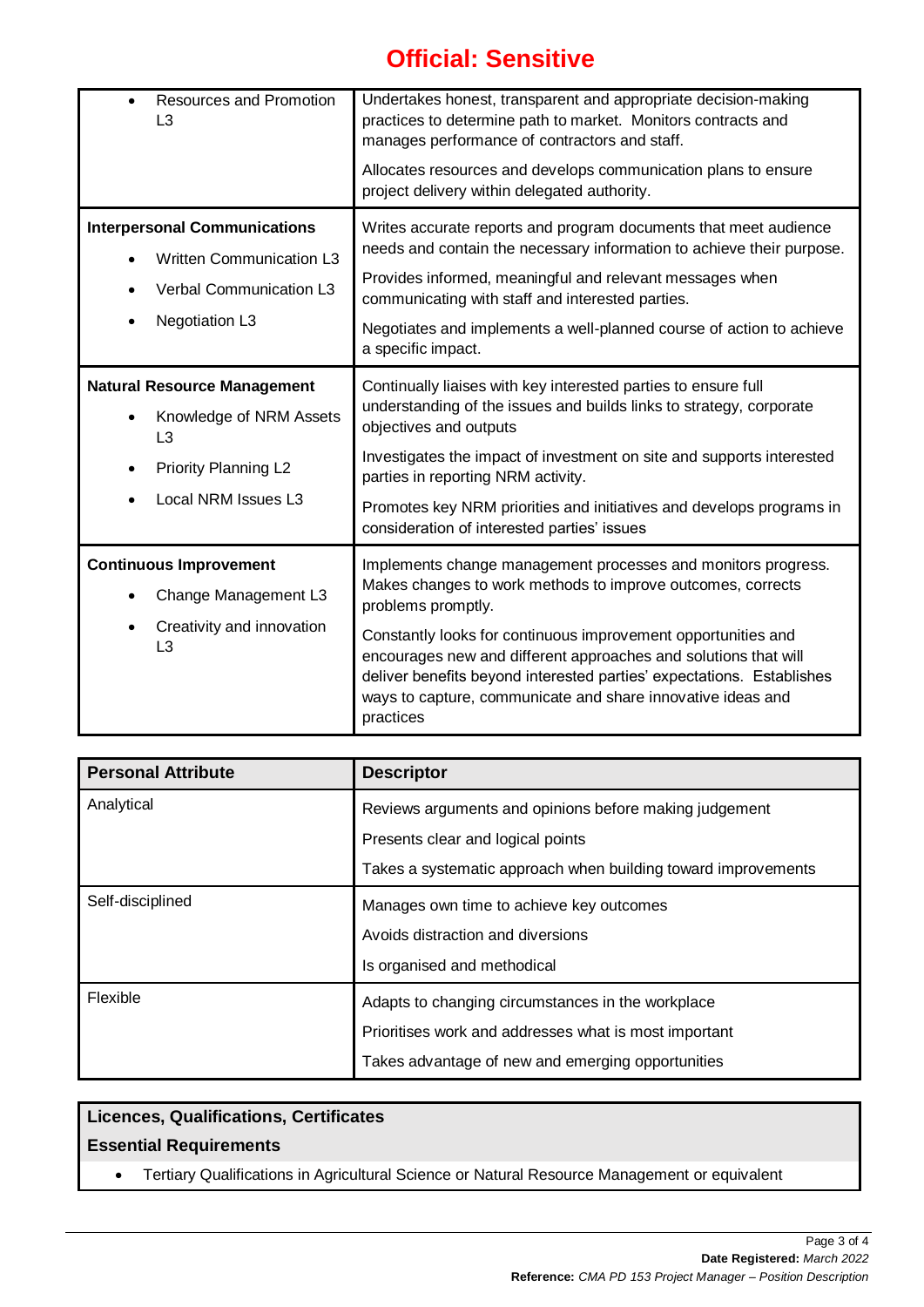**Official: Sensitive**

| | |
|---|---|
| • Resources and Promotion L3 | Undertakes honest, transparent and appropriate decision-making practices to determine path to market. Monitors contracts and manages performance of contractors and staff.<br><br>Allocates resources and develops communication plans to ensure project delivery within delegated authority. |
| **Interpersonal Communications**<br>• Written Communication L3<br>• Verbal Communication L3<br>• Negotiation L3 | Writes accurate reports and program documents that meet audience needs and contain the necessary information to achieve their purpose.<br><br>Provides informed, meaningful and relevant messages when communicating with staff and interested parties.<br><br>Negotiates and implements a well-planned course of action to achieve a specific impact. |
| **Natural Resource Management**<br>• Knowledge of NRM Assets L3<br>• Priority Planning L2<br>• Local NRM Issues L3 | Continually liaises with key interested parties to ensure full understanding of the issues and builds links to strategy, corporate objectives and outputs<br><br>Investigates the impact of investment on site and supports interested parties in reporting NRM activity.<br><br>Promotes key NRM priorities and initiatives and develops programs in consideration of interested parties' issues |
| **Continuous Improvement**<br>• Change Management L3<br>• Creativity and innovation L3 | Implements change management processes and monitors progress. Makes changes to work methods to improve outcomes, corrects problems promptly.<br><br>Constantly looks for continuous improvement opportunities and encourages new and different approaches and solutions that will deliver benefits beyond interested parties' expectations. Establishes ways to capture, communicate and share innovative ideas and practices |

| Personal Attribute | Descriptor |
|---|---|
| Analytical | Reviews arguments and opinions before making judgement<br><br>Presents clear and logical points<br><br>Takes a systematic approach when building toward improvements |
| Self-disciplined | Manages own time to achieve key outcomes<br><br>Avoids distraction and diversions<br><br>Is organised and methodical |
| Flexible | Adapts to changing circumstances in the workplace<br><br>Prioritises work and addresses what is most important<br><br>Takes advantage of new and emerging opportunities |

**Licences, Qualifications, Certificates**

**Essential Requirements**

- Tertiary Qualifications in Agricultural Science or Natural Resource Management or equivalent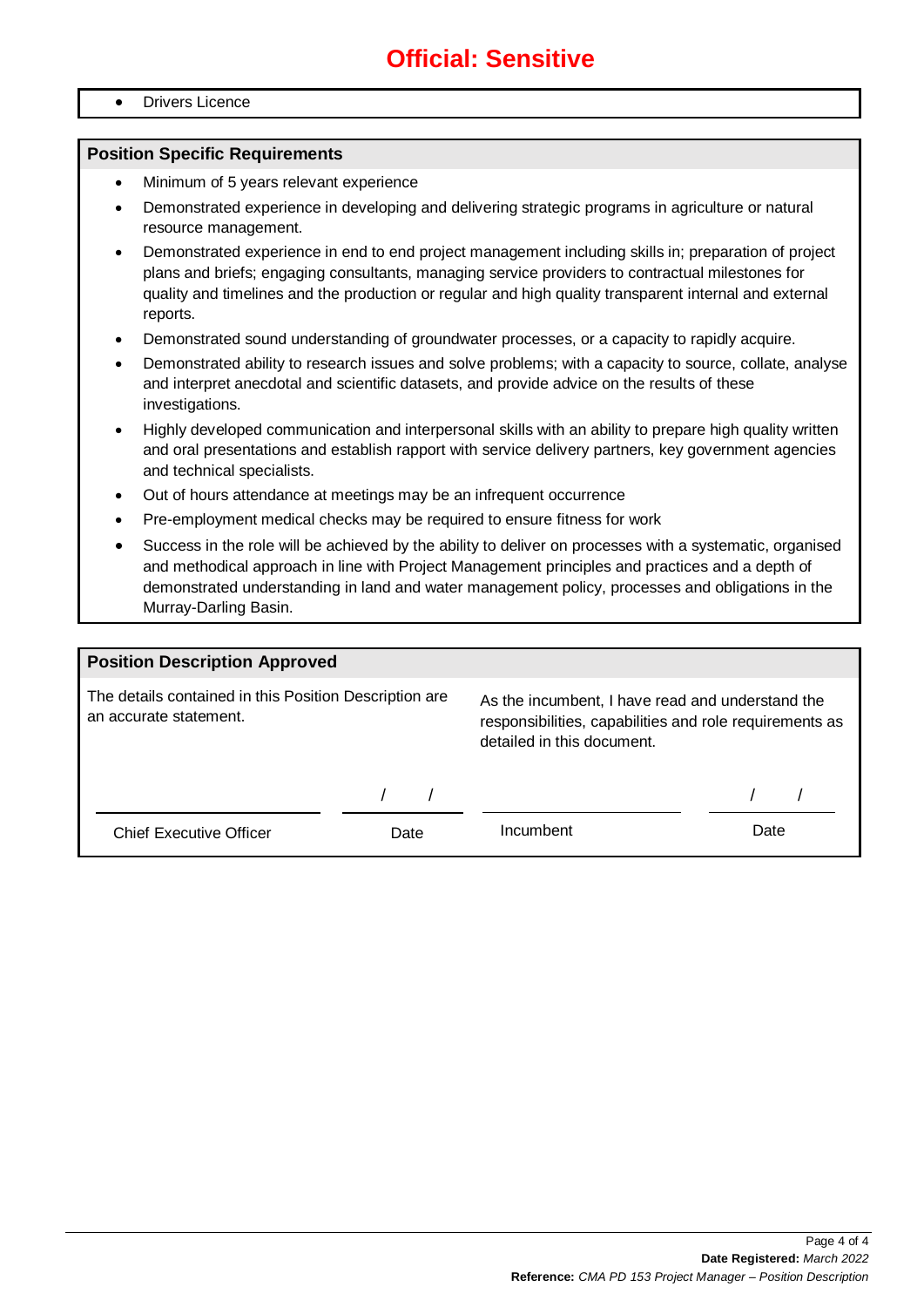**Official: Sensitive**

- Drivers Licence

## Position Specific Requirements

- Minimum of 5 years relevant experience
- Demonstrated experience in developing and delivering strategic programs in agriculture or natural resource management.
- Demonstrated experience in end to end project management including skills in; preparation of project plans and briefs; engaging consultants, managing service providers to contractual milestones for quality and timelines and the production or regular and high quality transparent internal and external reports.
- Demonstrated sound understanding of groundwater processes, or a capacity to rapidly acquire.
- Demonstrated ability to research issues and solve problems; with a capacity to source, collate, analyse and interpret anecdotal and scientific datasets, and provide advice on the results of these investigations.
- Highly developed communication and interpersonal skills with an ability to prepare high quality written and oral presentations and establish rapport with service delivery partners, key government agencies and technical specialists.
- Out of hours attendance at meetings may be an infrequent occurrence
- Pre-employment medical checks may be required to ensure fitness for work
- Success in the role will be achieved by the ability to deliver on processes with a systematic, organised and methodical approach in line with Project Management principles and practices and a depth of demonstrated understanding in land and water management policy, processes and obligations in the Murray-Darling Basin.

## Position Description Approved

| | | | |
|---|---|---|---|
| The details contained in this Position Description are an accurate statement. | | As the incumbent, I have read and understand the responsibilities, capabilities and role requirements as detailed in this document. | |
| | / / | | / / |
| Chief Executive Officer | Date | Incumbent | Date |

**Date Registered:** *March 2022*

**Reference:** *CMA PD 153 Project Manager – Position Description*